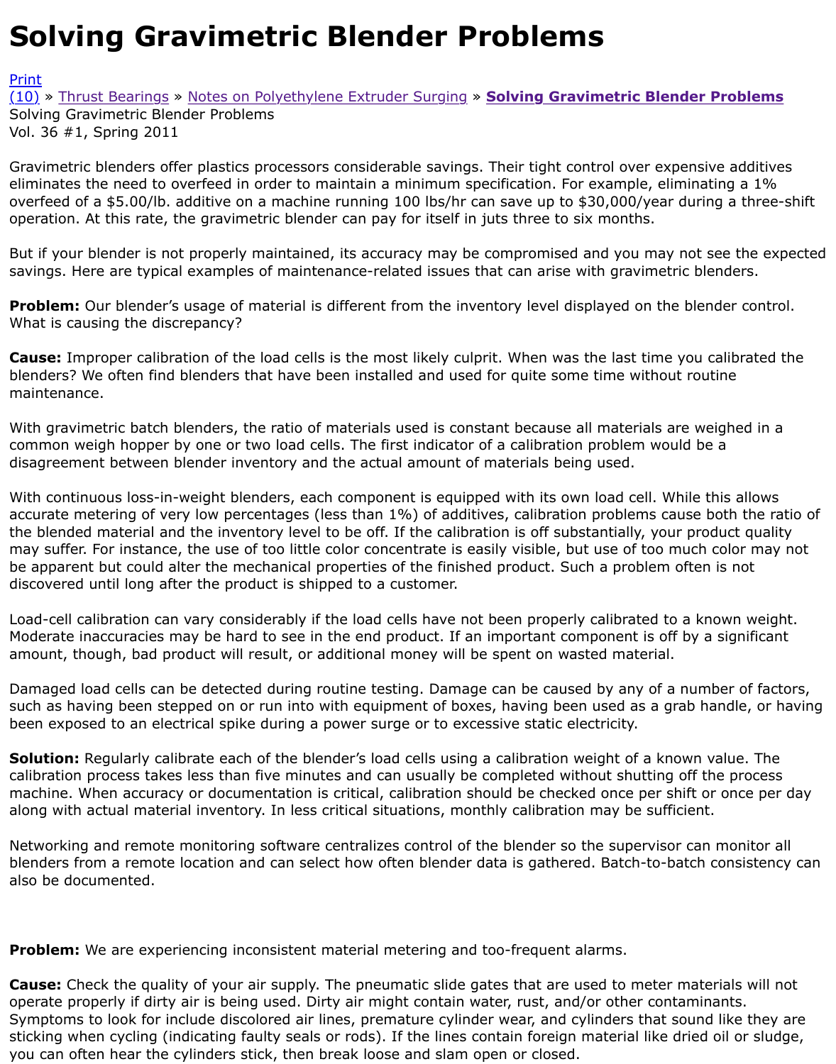# Solving Gravimetric Blender Problems

Print
(10) » Thrust Bearings » Notes on Polyethylene Extruder Surging » **Solving Gravimetric Blender Problems**
Solving Gravimetric Blender Problems
Vol. 36 #1, Spring 2011

Gravimetric blenders offer plastics processors considerable savings. Their tight control over expensive additives eliminates the need to overfeed in order to maintain a minimum specification. For example, eliminating a 1% overfeed of a $5.00/lb. additive on a machine running 100 lbs/hr can save up to $30,000/year during a three-shift operation. At this rate, the gravimetric blender can pay for itself in juts three to six months.

But if your blender is not properly maintained, its accuracy may be compromised and you may not see the expected savings. Here are typical examples of maintenance-related issues that can arise with gravimetric blenders.

**Problem:** Our blender's usage of material is different from the inventory level displayed on the blender control. What is causing the discrepancy?

**Cause:** Improper calibration of the load cells is the most likely culprit. When was the last time you calibrated the blenders? We often find blenders that have been installed and used for quite some time without routine maintenance.

With gravimetric batch blenders, the ratio of materials used is constant because all materials are weighed in a common weigh hopper by one or two load cells. The first indicator of a calibration problem would be a disagreement between blender inventory and the actual amount of materials being used.

With continuous loss-in-weight blenders, each component is equipped with its own load cell. While this allows accurate metering of very low percentages (less than 1%) of additives, calibration problems cause both the ratio of the blended material and the inventory level to be off. If the calibration is off substantially, your product quality may suffer. For instance, the use of too little color concentrate is easily visible, but use of too much color may not be apparent but could alter the mechanical properties of the finished product. Such a problem often is not discovered until long after the product is shipped to a customer.

Load-cell calibration can vary considerably if the load cells have not been properly calibrated to a known weight. Moderate inaccuracies may be hard to see in the end product. If an important component is off by a significant amount, though, bad product will result, or additional money will be spent on wasted material.

Damaged load cells can be detected during routine testing. Damage can be caused by any of a number of factors, such as having been stepped on or run into with equipment of boxes, having been used as a grab handle, or having been exposed to an electrical spike during a power surge or to excessive static electricity.

**Solution:** Regularly calibrate each of the blender's load cells using a calibration weight of a known value. The calibration process takes less than five minutes and can usually be completed without shutting off the process machine. When accuracy or documentation is critical, calibration should be checked once per shift or once per day along with actual material inventory. In less critical situations, monthly calibration may be sufficient.

Networking and remote monitoring software centralizes control of the blender so the supervisor can monitor all blenders from a remote location and can select how often blender data is gathered. Batch-to-batch consistency can also be documented.

**Problem:** We are experiencing inconsistent material metering and too-frequent alarms.

**Cause:** Check the quality of your air supply. The pneumatic slide gates that are used to meter materials will not operate properly if dirty air is being used. Dirty air might contain water, rust, and/or other contaminants. Symptoms to look for include discolored air lines, premature cylinder wear, and cylinders that sound like they are sticking when cycling (indicating faulty seals or rods). If the lines contain foreign material like dried oil or sludge, you can often hear the cylinders stick, then break loose and slam open or closed.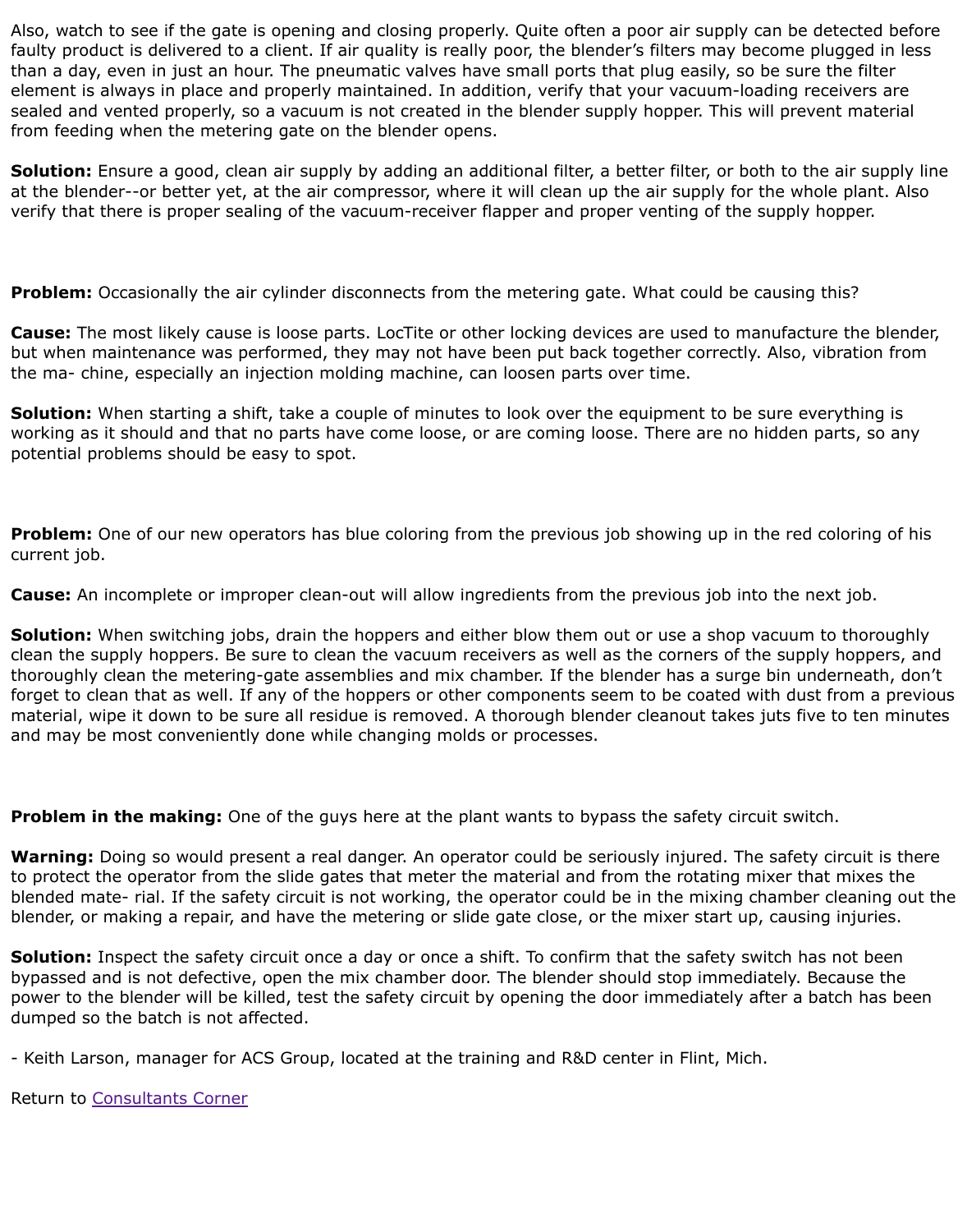Also, watch to see if the gate is opening and closing properly. Quite often a poor air supply can be detected before faulty product is delivered to a client. If air quality is really poor, the blender's filters may become plugged in less than a day, even in just an hour. The pneumatic valves have small ports that plug easily, so be sure the filter element is always in place and properly maintained. In addition, verify that your vacuum-loading receivers are sealed and vented properly, so a vacuum is not created in the blender supply hopper. This will prevent material from feeding when the metering gate on the blender opens.

**Solution:** Ensure a good, clean air supply by adding an additional filter, a better filter, or both to the air supply line at the blender--or better yet, at the air compressor, where it will clean up the air supply for the whole plant. Also verify that there is proper sealing of the vacuum-receiver flapper and proper venting of the supply hopper.

**Problem:** Occasionally the air cylinder disconnects from the metering gate. What could be causing this?

**Cause:** The most likely cause is loose parts. LocTite or other locking devices are used to manufacture the blender, but when maintenance was performed, they may not have been put back together correctly. Also, vibration from the ma- chine, especially an injection molding machine, can loosen parts over time.

**Solution:** When starting a shift, take a couple of minutes to look over the equipment to be sure everything is working as it should and that no parts have come loose, or are coming loose. There are no hidden parts, so any potential problems should be easy to spot.

**Problem:** One of our new operators has blue coloring from the previous job showing up in the red coloring of his current job.

**Cause:** An incomplete or improper clean-out will allow ingredients from the previous job into the next job.

**Solution:** When switching jobs, drain the hoppers and either blow them out or use a shop vacuum to thoroughly clean the supply hoppers. Be sure to clean the vacuum receivers as well as the corners of the supply hoppers, and thoroughly clean the metering-gate assemblies and mix chamber. If the blender has a surge bin underneath, don't forget to clean that as well. If any of the hoppers or other components seem to be coated with dust from a previous material, wipe it down to be sure all residue is removed. A thorough blender cleanout takes juts five to ten minutes and may be most conveniently done while changing molds or processes.

**Problem in the making:** One of the guys here at the plant wants to bypass the safety circuit switch.

**Warning:** Doing so would present a real danger. An operator could be seriously injured. The safety circuit is there to protect the operator from the slide gates that meter the material and from the rotating mixer that mixes the blended mate- rial. If the safety circuit is not working, the operator could be in the mixing chamber cleaning out the blender, or making a repair, and have the metering or slide gate close, or the mixer start up, causing injuries.

**Solution:** Inspect the safety circuit once a day or once a shift. To confirm that the safety switch has not been bypassed and is not defective, open the mix chamber door. The blender should stop immediately. Because the power to the blender will be killed, test the safety circuit by opening the door immediately after a batch has been dumped so the batch is not affected.

- Keith Larson, manager for ACS Group, located at the training and R&D center in Flint, Mich.

Return to Consultants Corner